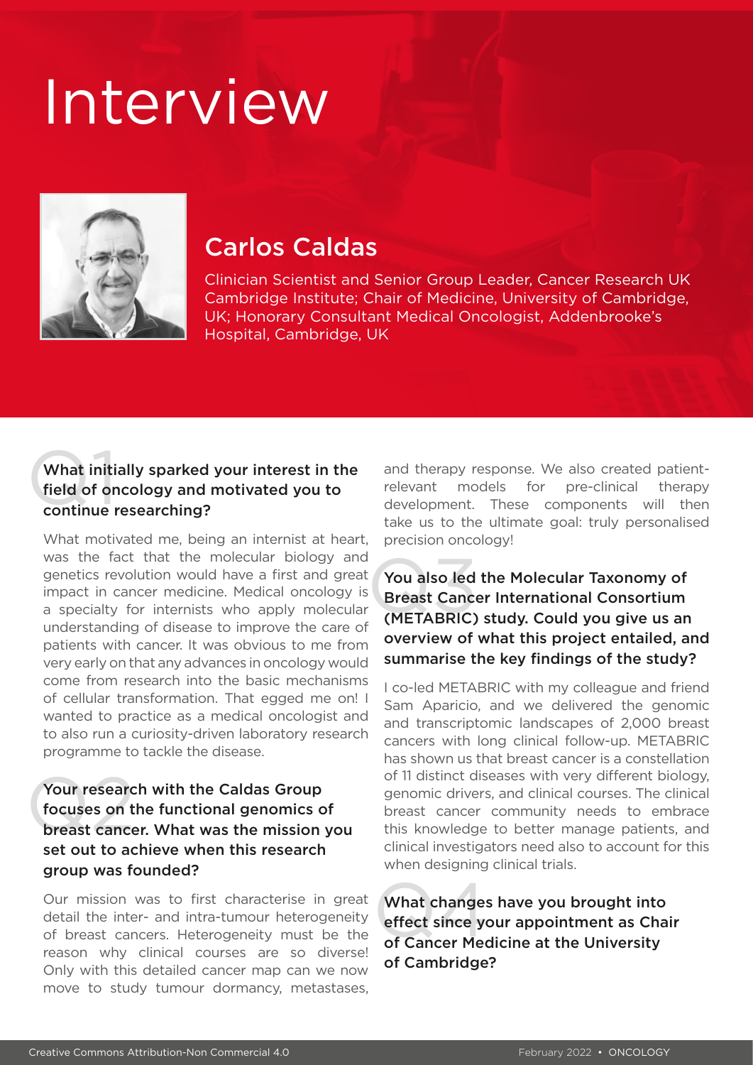# Interview

## Carlos Caldas

Clinician Scientist and Senior Group Leader, Cancer Research UK Cambridge Institute; Chair of Medicine, University of Cambridge, UK; Honorary Consultant Medical Oncologist, Addenbrooke's Hospital, Cambridge, UK

### Q1 What initially sparked your interest in the field of oncology and motivated you to continue researching?

What motivated me, being an internist at heart, was the fact that the molecular biology and genetics revolution would have a first and great impact in cancer medicine. Medical oncology is a specialty for internists who apply molecular understanding of disease to improve the care of patients with cancer. It was obvious to me from very early on that any advances in oncology would come from research into the basic mechanisms of cellular transformation. That egged me on! I wanted to practice as a medical oncologist and to also run a curiosity-driven laboratory research programme to tackle the disease.

### Q2 Your research with the Caldas Group focuses on the functional genomics of breast cancer. What was the mission you set out to achieve when this research group was founded?

Our mission was to first characterise in great detail the inter- and intra-tumour heterogeneity of breast cancers. Heterogeneity must be the reason why clinical courses are so diverse! Only with this detailed cancer map can we now move to study tumour dormancy, metastases, and therapy response. We also created patient-relevant models for pre-clinical therapy development. These components will then take us to the ultimate goal: truly personalised precision oncology!

### Q3 You also led the Molecular Taxonomy of Breast Cancer International Consortium (METABRIC) study. Could you give us an overview of what this project entailed, and summarise the key findings of the study?

I co-led METABRIC with my colleague and friend Sam Aparicio, and we delivered the genomic and transcriptomic landscapes of 2,000 breast cancers with long clinical follow-up. METABRIC has shown us that breast cancer is a constellation of 11 distinct diseases with very different biology, genomic drivers, and clinical courses. The clinical breast cancer community needs to embrace this knowledge to better manage patients, and clinical investigators need also to account for this when designing clinical trials.

### Q4 What changes have you brought into effect since your appointment as Chair of Cancer Medicine at the University of Cambridge?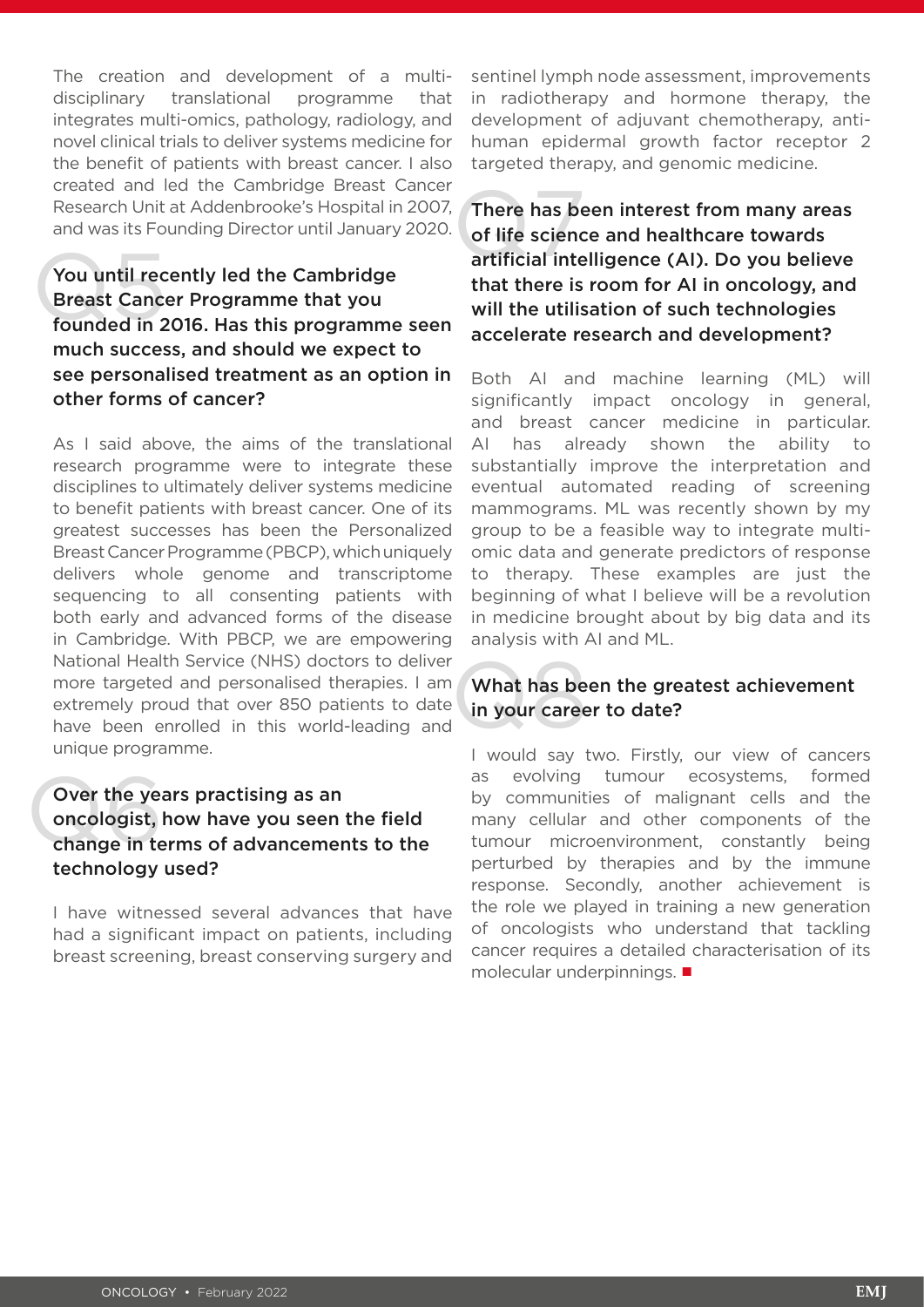The creation and development of a multi-disciplinary translational programme that integrates multi-omics, pathology, radiology, and novel clinical trials to deliver systems medicine for the benefit of patients with breast cancer. I also created and led the Cambridge Breast Cancer Research Unit at Addenbrooke's Hospital in 2007, and was its Founding Director until January 2020.

### Q5 You until recently led the Cambridge Breast Cancer Programme that you founded in 2016. Has this programme seen much success, and should we expect to see personalised treatment as an option in other forms of cancer?

As I said above, the aims of the translational research programme were to integrate these disciplines to ultimately deliver systems medicine to benefit patients with breast cancer. One of its greatest successes has been the Personalized Breast Cancer Programme (PBCP), which uniquely delivers whole genome and transcriptome sequencing to all consenting patients with both early and advanced forms of the disease in Cambridge. With PBCP, we are empowering National Health Service (NHS) doctors to deliver more targeted and personalised therapies. I am extremely proud that over 850 patients to date have been enrolled in this world-leading and unique programme.

### Q6 Over the years practising as an oncologist, how have you seen the field change in terms of advancements to the technology used?

I have witnessed several advances that have had a significant impact on patients, including breast screening, breast conserving surgery and sentinel lymph node assessment, improvements in radiotherapy and hormone therapy, the development of adjuvant chemotherapy, anti-human epidermal growth factor receptor 2 targeted therapy, and genomic medicine.

### Q7 There has been interest from many areas of life science and healthcare towards artificial intelligence (AI). Do you believe that there is room for AI in oncology, and will the utilisation of such technologies accelerate research and development?

Both AI and machine learning (ML) will significantly impact oncology in general, and breast cancer medicine in particular. AI has already shown the ability to substantially improve the interpretation and eventual automated reading of screening mammograms. ML was recently shown by my group to be a feasible way to integrate multi-omic data and generate predictors of response to therapy. These examples are just the beginning of what I believe will be a revolution in medicine brought about by big data and its analysis with AI and ML.

### Q8 What has been the greatest achievement in your career to date?

I would say two. Firstly, our view of cancers as evolving tumour ecosystems, formed by communities of malignant cells and the many cellular and other components of the tumour microenvironment, constantly being perturbed by therapies and by the immune response. Secondly, another achievement is the role we played in training a new generation of oncologists who understand that tackling cancer requires a detailed characterisation of its molecular underpinnings. ■